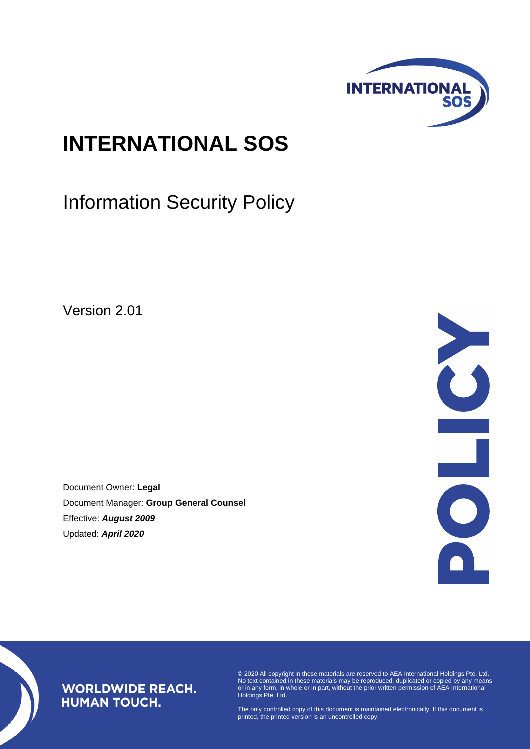# INTERNATIONAL SOS

## Information Security Policy

Version 2.01

Document Owner: **Legal**

Document Manager: **Group General Counsel**

Effective: ***August 2009***

Updated: ***April 2020***

POLICY

**WORLDWIDE REACH. HUMAN TOUCH.**

© 2020 All copyright in these materials are reserved to AEA International Holdings Pte. Ltd. No text contained in these materials may be reproduced, duplicated or copied by any means or in any form, in whole or in part, without the prior written permission of AEA International Holdings Pte. Ltd.

The only controlled copy of this document is maintained electronically. If this document is printed, the printed version is an uncontrolled copy.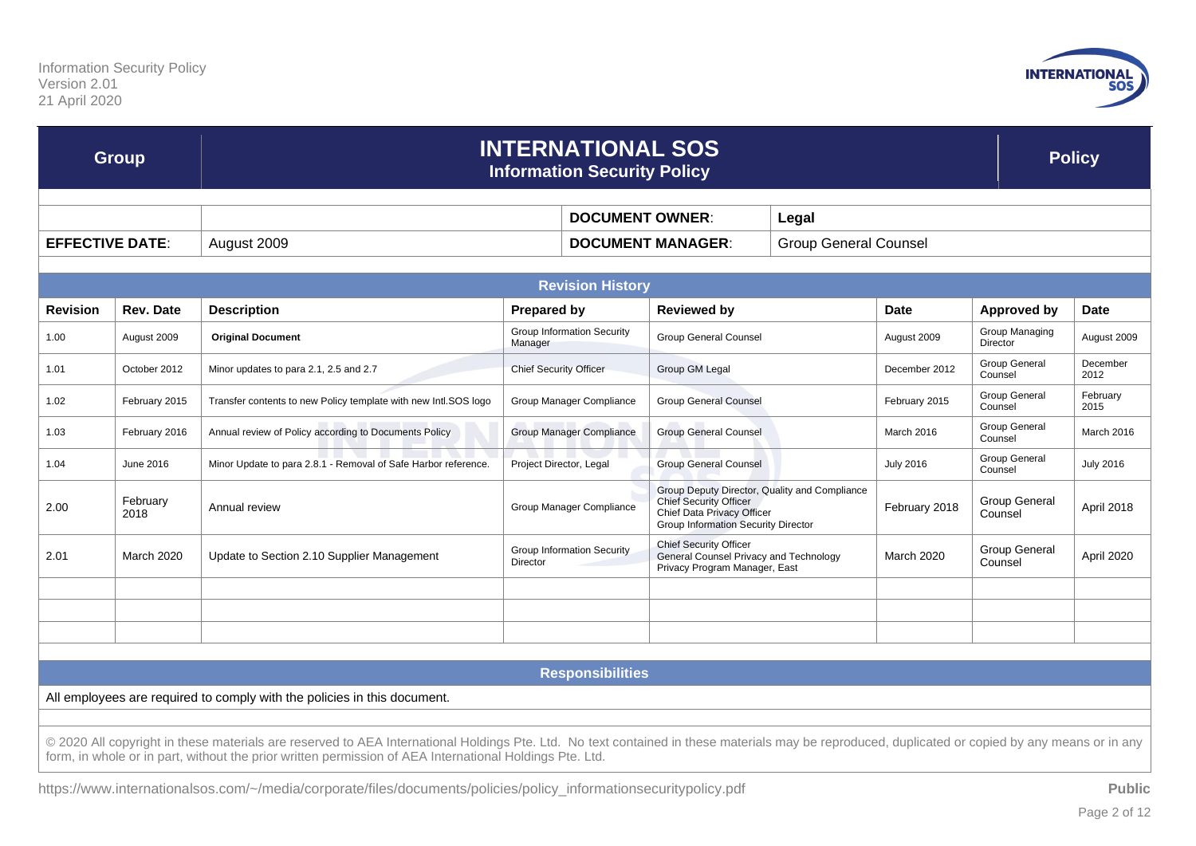| Group | INTERNATIONAL SOS<br>Information Security Policy | Policy |
|---|---|---|

| | | DOCUMENT OWNER: | Legal |
|---|---|---|---|
| **EFFECTIVE DATE:** | August 2009 | **DOCUMENT MANAGER:** | Group General Counsel |

**Revision History**

| Revision | Rev. Date | Description | Prepared by | Reviewed by | Date | Approved by | Date |
|---|---|---|---|---|---|---|---|
| 1.00 | August 2009 | **Original Document** | Group Information Security Manager | Group General Counsel | August 2009 | Group Managing Director | August 2009 |
| 1.01 | October 2012 | Minor updates to para 2.1, 2.5 and 2.7 | Chief Security Officer | Group GM Legal | December 2012 | Group General Counsel | December 2012 |
| 1.02 | February 2015 | Transfer contents to new Policy template with new Intl.SOS logo | Group Manager Compliance | Group General Counsel | February 2015 | Group General Counsel | February 2015 |
| 1.03 | February 2016 | Annual review of Policy according to Documents Policy | Group Manager Compliance | Group General Counsel | March 2016 | Group General Counsel | March 2016 |
| 1.04 | June 2016 | Minor Update to para 2.8.1 - Removal of Safe Harbor reference. | Project Director, Legal | Group General Counsel | July 2016 | Group General Counsel | July 2016 |
| 2.00 | February 2018 | Annual review | Group Manager Compliance | Group Deputy Director, Quality and Compliance<br>Chief Security Officer<br>Chief Data Privacy Officer<br>Group Information Security Director | February 2018 | Group General Counsel | April 2018 |
| 2.01 | March 2020 | Update to Section 2.10 Supplier Management | Group Information Security Director | Chief Security Officer<br>General Counsel Privacy and Technology<br>Privacy Program Manager, East | March 2020 | Group General Counsel | April 2020 |
| | | | | | | | |
| | | | | | | | |
| | | | | | | | |

**Responsibilities**

All employees are required to comply with the policies in this document.

© 2020 All copyright in these materials are reserved to AEA International Holdings Pte. Ltd. No text contained in these materials may be reproduced, duplicated or copied by any means or in any form, in whole or in part, without the prior written permission of AEA International Holdings Pte. Ltd.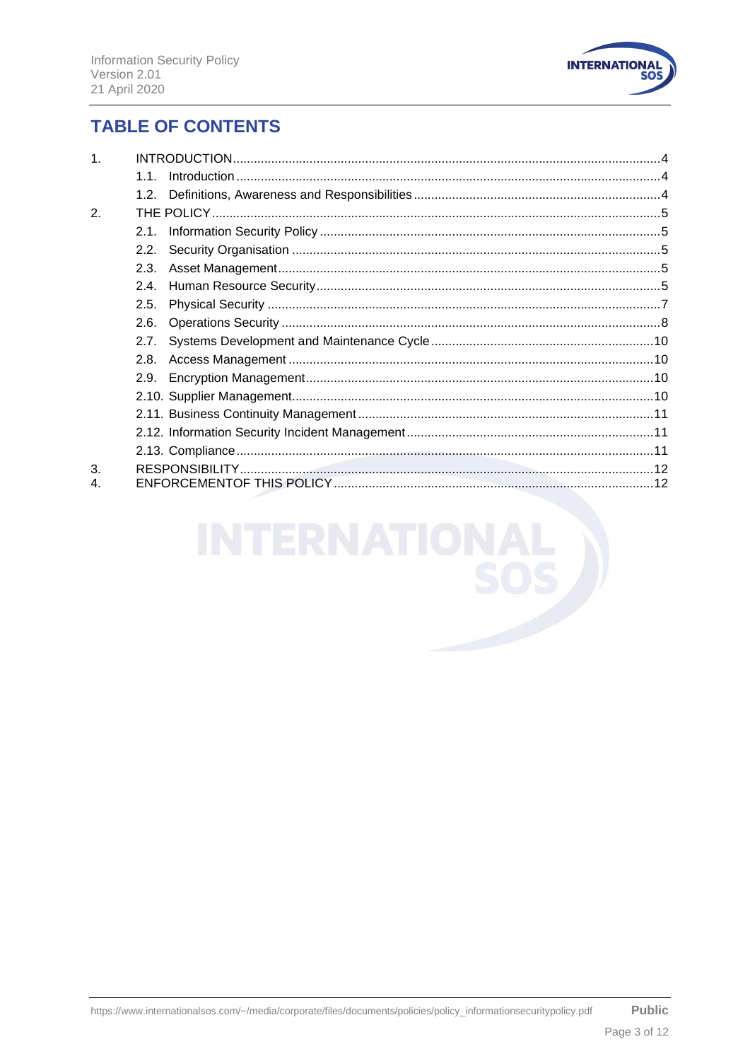# TABLE OF CONTENTS

1. INTRODUCTION ..... 4
   - 1.1. Introduction ..... 4
   - 1.2. Definitions, Awareness and Responsibilities ..... 4
2. THE POLICY ..... 5
   - 2.1. Information Security Policy ..... 5
   - 2.2. Security Organisation ..... 5
   - 2.3. Asset Management ..... 5
   - 2.4. Human Resource Security ..... 5
   - 2.5. Physical Security ..... 7
   - 2.6. Operations Security ..... 8
   - 2.7. Systems Development and Maintenance Cycle ..... 10
   - 2.8. Access Management ..... 10
   - 2.9. Encryption Management ..... 10
   - 2.10. Supplier Management ..... 10
   - 2.11. Business Continuity Management ..... 11
   - 2.12. Information Security Incident Management ..... 11
   - 2.13. Compliance ..... 11
3. RESPONSIBILITY ..... 12
4. ENFORCEMENTOF THIS POLICY ..... 12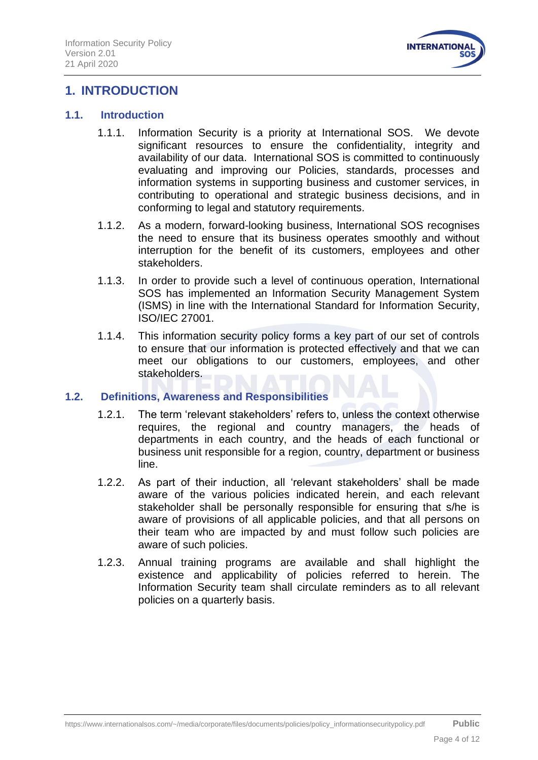# 1. INTRODUCTION

## 1.1. Introduction

1.1.1. Information Security is a priority at International SOS. We devote significant resources to ensure the confidentiality, integrity and availability of our data. International SOS is committed to continuously evaluating and improving our Policies, standards, processes and information systems in supporting business and customer services, in contributing to operational and strategic business decisions, and in conforming to legal and statutory requirements.

1.1.2. As a modern, forward-looking business, International SOS recognises the need to ensure that its business operates smoothly and without interruption for the benefit of its customers, employees and other stakeholders.

1.1.3. In order to provide such a level of continuous operation, International SOS has implemented an Information Security Management System (ISMS) in line with the International Standard for Information Security, ISO/IEC 27001.

1.1.4. This information security policy forms a key part of our set of controls to ensure that our information is protected effectively and that we can meet our obligations to our customers, employees, and other stakeholders.

## 1.2. Definitions, Awareness and Responsibilities

1.2.1. The term 'relevant stakeholders' refers to, unless the context otherwise requires, the regional and country managers, the heads of departments in each country, and the heads of each functional or business unit responsible for a region, country, department or business line.

1.2.2. As part of their induction, all 'relevant stakeholders' shall be made aware of the various policies indicated herein, and each relevant stakeholder shall be personally responsible for ensuring that s/he is aware of provisions of all applicable policies, and that all persons on their team who are impacted by and must follow such policies are aware of such policies.

1.2.3. Annual training programs are available and shall highlight the existence and applicability of policies referred to herein. The Information Security team shall circulate reminders as to all relevant policies on a quarterly basis.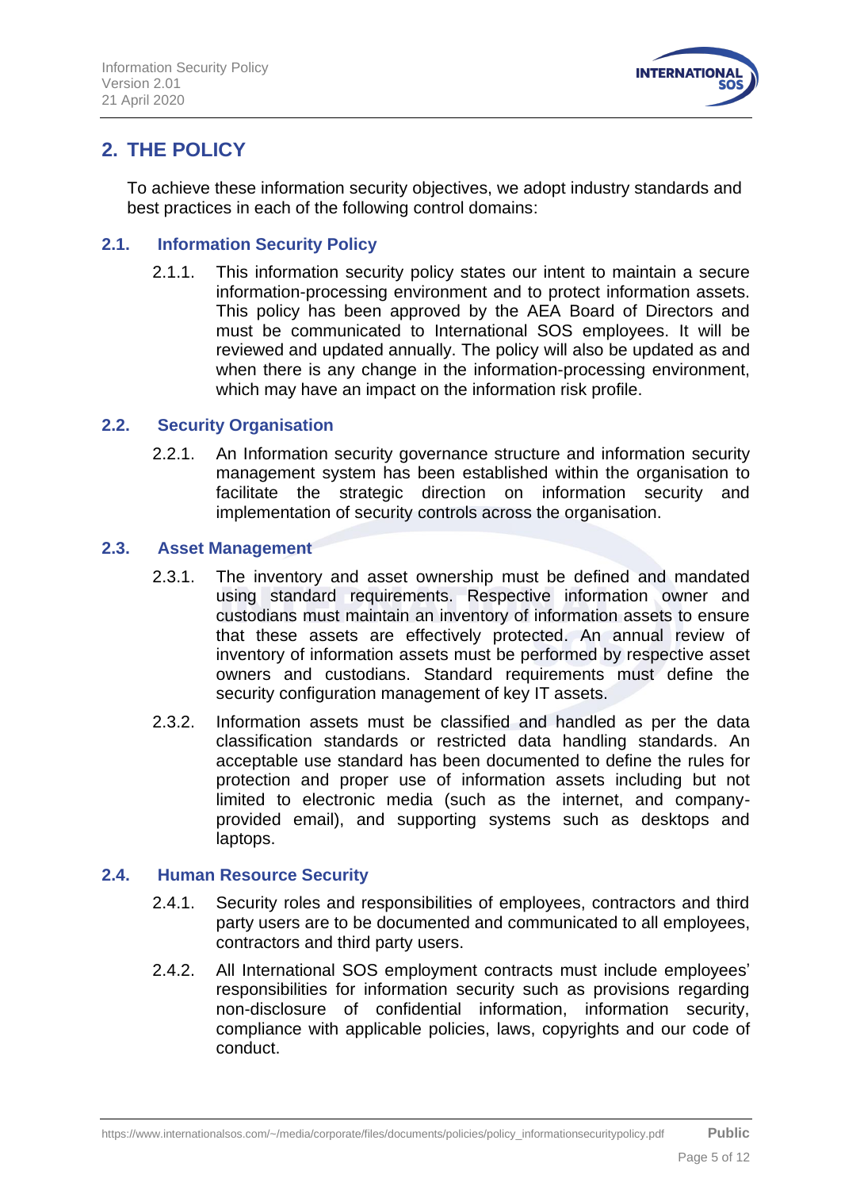## 2. THE POLICY

To achieve these information security objectives, we adopt industry standards and best practices in each of the following control domains:

### 2.1. Information Security Policy

2.1.1. This information security policy states our intent to maintain a secure information-processing environment and to protect information assets. This policy has been approved by the AEA Board of Directors and must be communicated to International SOS employees. It will be reviewed and updated annually. The policy will also be updated as and when there is any change in the information-processing environment, which may have an impact on the information risk profile.

### 2.2. Security Organisation

2.2.1. An Information security governance structure and information security management system has been established within the organisation to facilitate the strategic direction on information security and implementation of security controls across the organisation.

### 2.3. Asset Management

2.3.1. The inventory and asset ownership must be defined and mandated using standard requirements. Respective information owner and custodians must maintain an inventory of information assets to ensure that these assets are effectively protected. An annual review of inventory of information assets must be performed by respective asset owners and custodians. Standard requirements must define the security configuration management of key IT assets.

2.3.2. Information assets must be classified and handled as per the data classification standards or restricted data handling standards. An acceptable use standard has been documented to define the rules for protection and proper use of information assets including but not limited to electronic media (such as the internet, and company-provided email), and supporting systems such as desktops and laptops.

### 2.4. Human Resource Security

2.4.1. Security roles and responsibilities of employees, contractors and third party users are to be documented and communicated to all employees, contractors and third party users.

2.4.2. All International SOS employment contracts must include employees' responsibilities for information security such as provisions regarding non-disclosure of confidential information, information security, compliance with applicable policies, laws, copyrights and our code of conduct.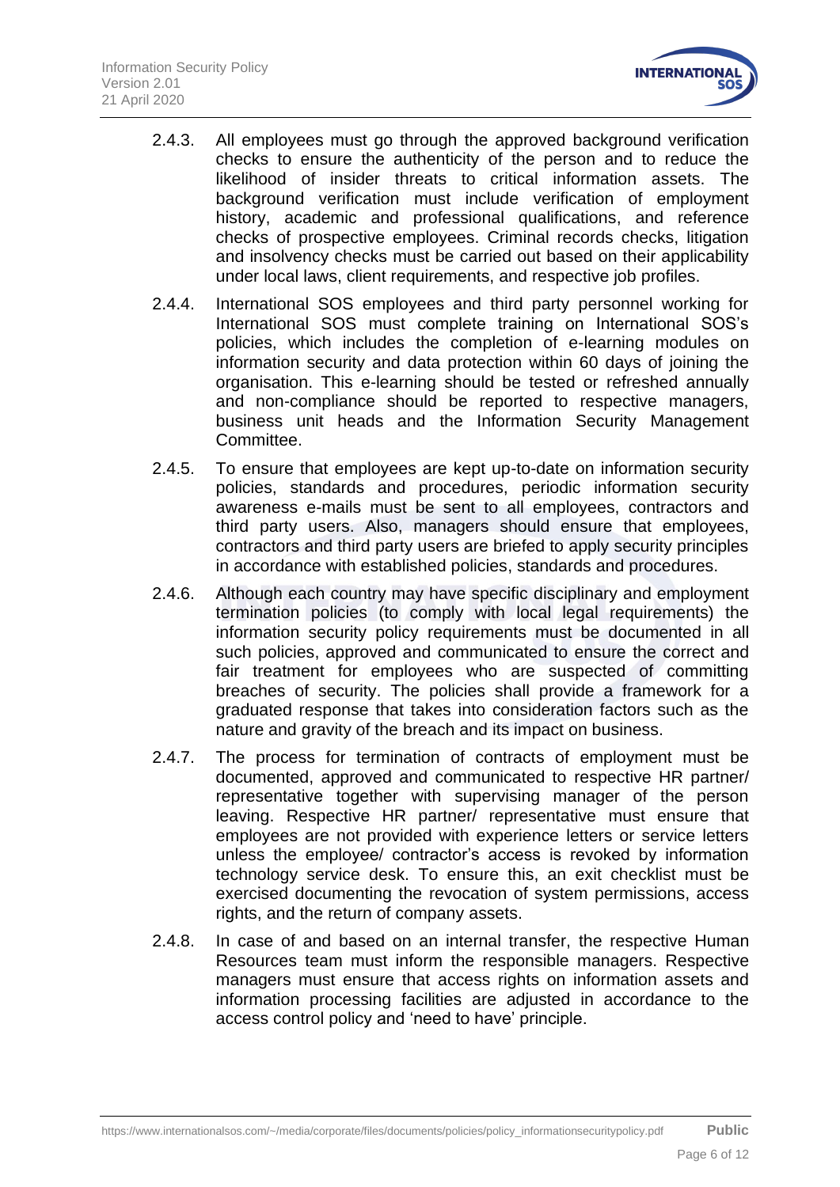2.4.3. All employees must go through the approved background verification checks to ensure the authenticity of the person and to reduce the likelihood of insider threats to critical information assets. The background verification must include verification of employment history, academic and professional qualifications, and reference checks of prospective employees. Criminal records checks, litigation and insolvency checks must be carried out based on their applicability under local laws, client requirements, and respective job profiles.

2.4.4. International SOS employees and third party personnel working for International SOS must complete training on International SOS's policies, which includes the completion of e-learning modules on information security and data protection within 60 days of joining the organisation. This e-learning should be tested or refreshed annually and non-compliance should be reported to respective managers, business unit heads and the Information Security Management Committee.

2.4.5. To ensure that employees are kept up-to-date on information security policies, standards and procedures, periodic information security awareness e-mails must be sent to all employees, contractors and third party users. Also, managers should ensure that employees, contractors and third party users are briefed to apply security principles in accordance with established policies, standards and procedures.

2.4.6. Although each country may have specific disciplinary and employment termination policies (to comply with local legal requirements) the information security policy requirements must be documented in all such policies, approved and communicated to ensure the correct and fair treatment for employees who are suspected of committing breaches of security. The policies shall provide a framework for a graduated response that takes into consideration factors such as the nature and gravity of the breach and its impact on business.

2.4.7. The process for termination of contracts of employment must be documented, approved and communicated to respective HR partner/ representative together with supervising manager of the person leaving. Respective HR partner/ representative must ensure that employees are not provided with experience letters or service letters unless the employee/ contractor's access is revoked by information technology service desk. To ensure this, an exit checklist must be exercised documenting the revocation of system permissions, access rights, and the return of company assets.

2.4.8. In case of and based on an internal transfer, the respective Human Resources team must inform the responsible managers. Respective managers must ensure that access rights on information assets and information processing facilities are adjusted in accordance to the access control policy and 'need to have' principle.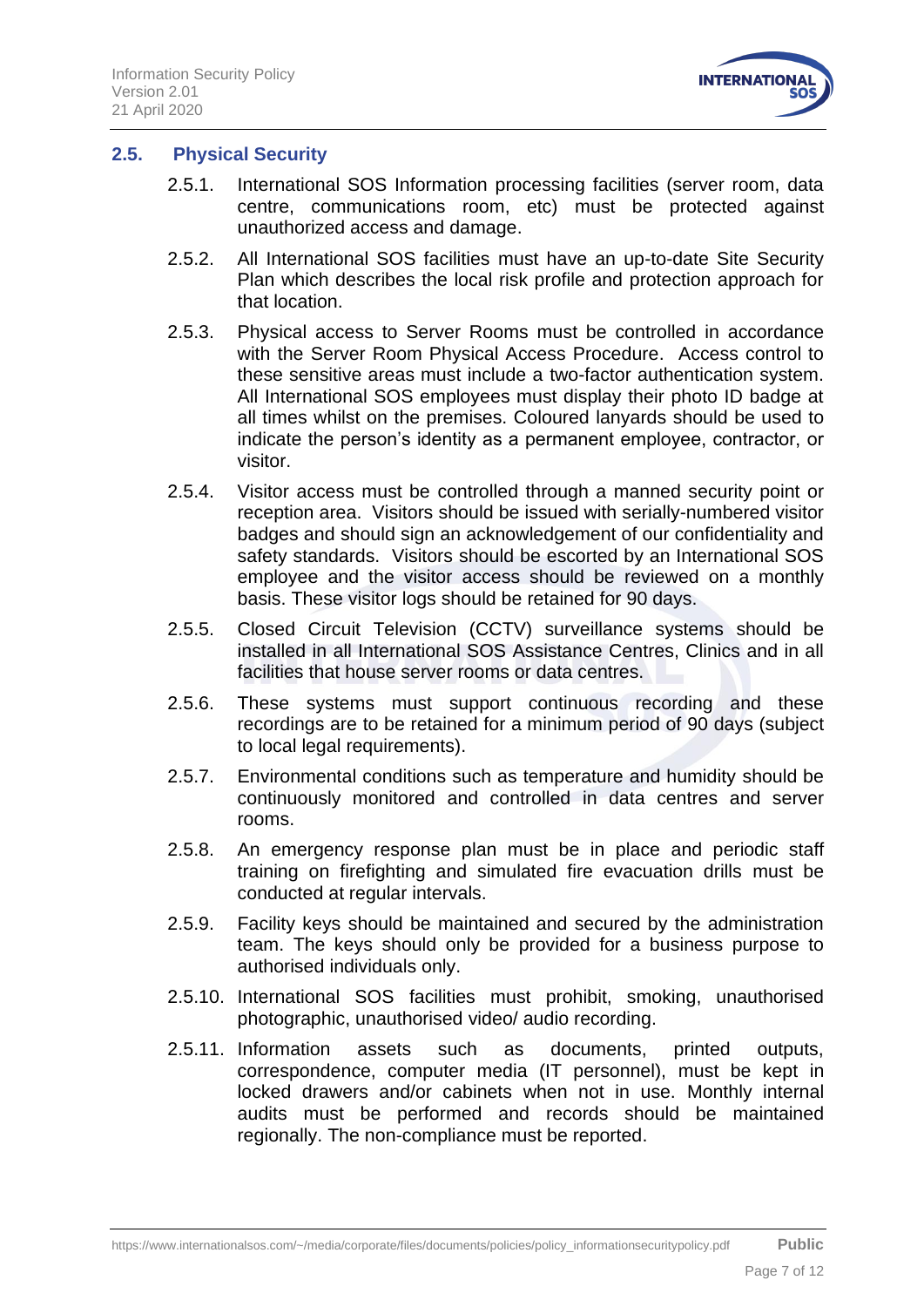## 2.5. Physical Security

2.5.1. International SOS Information processing facilities (server room, data centre, communications room, etc) must be protected against unauthorized access and damage.

2.5.2. All International SOS facilities must have an up-to-date Site Security Plan which describes the local risk profile and protection approach for that location.

2.5.3. Physical access to Server Rooms must be controlled in accordance with the Server Room Physical Access Procedure. Access control to these sensitive areas must include a two-factor authentication system. All International SOS employees must display their photo ID badge at all times whilst on the premises. Coloured lanyards should be used to indicate the person's identity as a permanent employee, contractor, or visitor.

2.5.4. Visitor access must be controlled through a manned security point or reception area. Visitors should be issued with serially-numbered visitor badges and should sign an acknowledgement of our confidentiality and safety standards. Visitors should be escorted by an International SOS employee and the visitor access should be reviewed on a monthly basis. These visitor logs should be retained for 90 days.

2.5.5. Closed Circuit Television (CCTV) surveillance systems should be installed in all International SOS Assistance Centres, Clinics and in all facilities that house server rooms or data centres.

2.5.6. These systems must support continuous recording and these recordings are to be retained for a minimum period of 90 days (subject to local legal requirements).

2.5.7. Environmental conditions such as temperature and humidity should be continuously monitored and controlled in data centres and server rooms.

2.5.8. An emergency response plan must be in place and periodic staff training on firefighting and simulated fire evacuation drills must be conducted at regular intervals.

2.5.9. Facility keys should be maintained and secured by the administration team. The keys should only be provided for a business purpose to authorised individuals only.

2.5.10. International SOS facilities must prohibit, smoking, unauthorised photographic, unauthorised video/ audio recording.

2.5.11. Information assets such as documents, printed outputs, correspondence, computer media (IT personnel), must be kept in locked drawers and/or cabinets when not in use. Monthly internal audits must be performed and records should be maintained regionally. The non-compliance must be reported.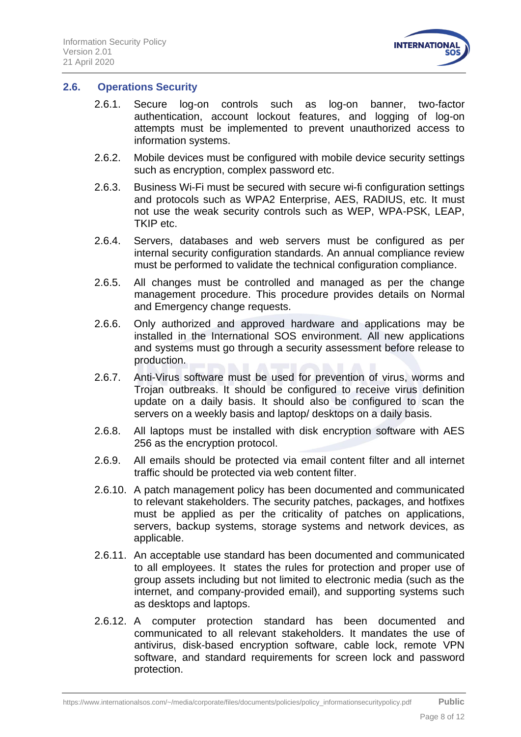## 2.6. Operations Security

2.6.1. Secure log-on controls such as log-on banner, two-factor authentication, account lockout features, and logging of log-on attempts must be implemented to prevent unauthorized access to information systems.

2.6.2. Mobile devices must be configured with mobile device security settings such as encryption, complex password etc.

2.6.3. Business Wi-Fi must be secured with secure wi-fi configuration settings and protocols such as WPA2 Enterprise, AES, RADIUS, etc. It must not use the weak security controls such as WEP, WPA-PSK, LEAP, TKIP etc.

2.6.4. Servers, databases and web servers must be configured as per internal security configuration standards. An annual compliance review must be performed to validate the technical configuration compliance.

2.6.5. All changes must be controlled and managed as per the change management procedure. This procedure provides details on Normal and Emergency change requests.

2.6.6. Only authorized and approved hardware and applications may be installed in the International SOS environment. All new applications and systems must go through a security assessment before release to production.

2.6.7. Anti-Virus software must be used for prevention of virus, worms and Trojan outbreaks. It should be configured to receive virus definition update on a daily basis. It should also be configured to scan the servers on a weekly basis and laptop/ desktops on a daily basis.

2.6.8. All laptops must be installed with disk encryption software with AES 256 as the encryption protocol.

2.6.9. All emails should be protected via email content filter and all internet traffic should be protected via web content filter.

2.6.10. A patch management policy has been documented and communicated to relevant stakeholders. The security patches, packages, and hotfixes must be applied as per the criticality of patches on applications, servers, backup systems, storage systems and network devices, as applicable.

2.6.11. An acceptable use standard has been documented and communicated to all employees. It states the rules for protection and proper use of group assets including but not limited to electronic media (such as the internet, and company-provided email), and supporting systems such as desktops and laptops.

2.6.12. A computer protection standard has been documented and communicated to all relevant stakeholders. It mandates the use of antivirus, disk-based encryption software, cable lock, remote VPN software, and standard requirements for screen lock and password protection.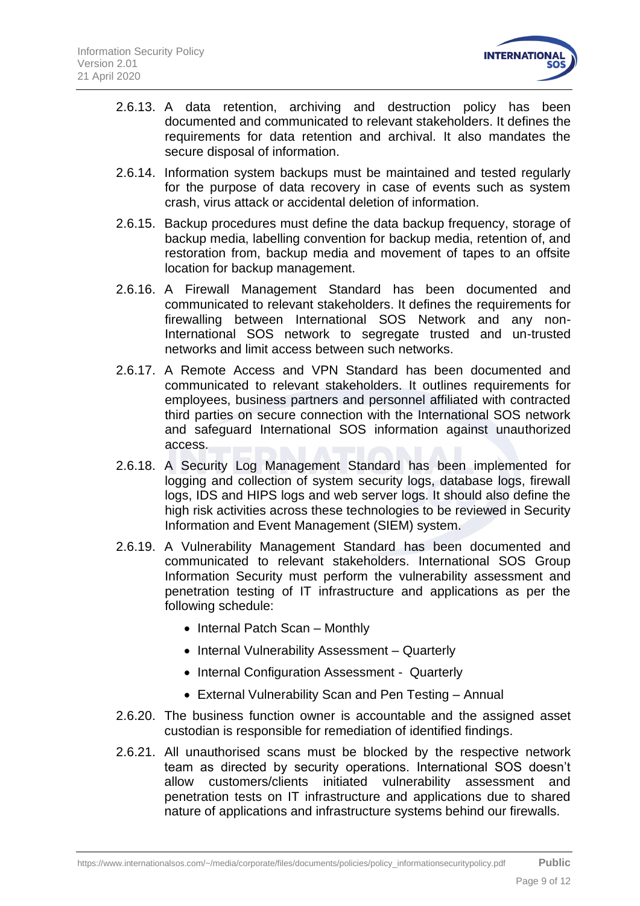2.6.13. A data retention, archiving and destruction policy has been documented and communicated to relevant stakeholders. It defines the requirements for data retention and archival. It also mandates the secure disposal of information.

2.6.14. Information system backups must be maintained and tested regularly for the purpose of data recovery in case of events such as system crash, virus attack or accidental deletion of information.

2.6.15. Backup procedures must define the data backup frequency, storage of backup media, labelling convention for backup media, retention of, and restoration from, backup media and movement of tapes to an offsite location for backup management.

2.6.16. A Firewall Management Standard has been documented and communicated to relevant stakeholders. It defines the requirements for firewalling between International SOS Network and any non-International SOS network to segregate trusted and un-trusted networks and limit access between such networks.

2.6.17. A Remote Access and VPN Standard has been documented and communicated to relevant stakeholders. It outlines requirements for employees, business partners and personnel affiliated with contracted third parties on secure connection with the International SOS network and safeguard International SOS information against unauthorized access.

2.6.18. A Security Log Management Standard has been implemented for logging and collection of system security logs, database logs, firewall logs, IDS and HIPS logs and web server logs. It should also define the high risk activities across these technologies to be reviewed in Security Information and Event Management (SIEM) system.

2.6.19. A Vulnerability Management Standard has been documented and communicated to relevant stakeholders. International SOS Group Information Security must perform the vulnerability assessment and penetration testing of IT infrastructure and applications as per the following schedule:

- Internal Patch Scan – Monthly
- Internal Vulnerability Assessment – Quarterly
- Internal Configuration Assessment - Quarterly
- External Vulnerability Scan and Pen Testing – Annual

2.6.20. The business function owner is accountable and the assigned asset custodian is responsible for remediation of identified findings.

2.6.21. All unauthorised scans must be blocked by the respective network team as directed by security operations. International SOS doesn't allow customers/clients initiated vulnerability assessment and penetration tests on IT infrastructure and applications due to shared nature of applications and infrastructure systems behind our firewalls.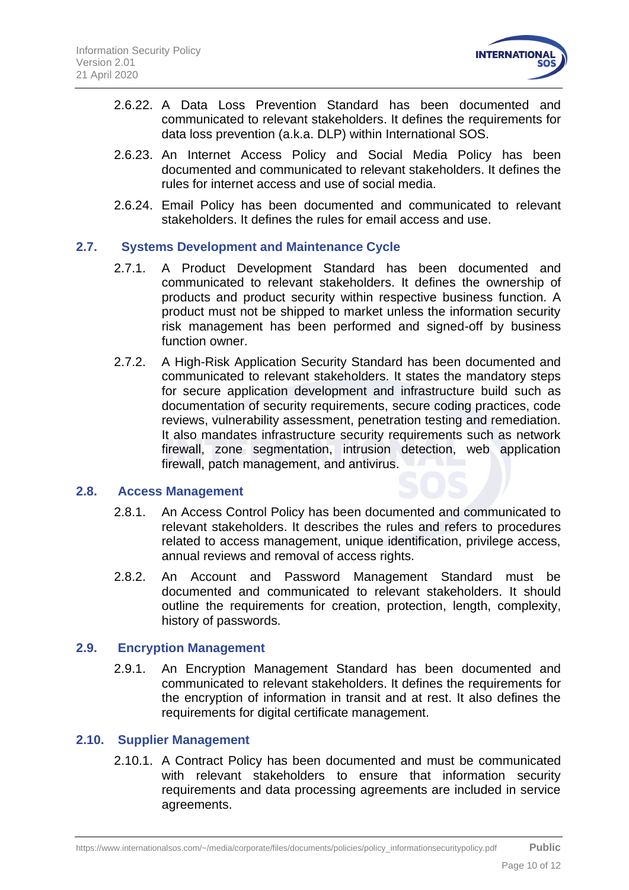2.6.22. A Data Loss Prevention Standard has been documented and communicated to relevant stakeholders. It defines the requirements for data loss prevention (a.k.a. DLP) within International SOS.

2.6.23. An Internet Access Policy and Social Media Policy has been documented and communicated to relevant stakeholders. It defines the rules for internet access and use of social media.

2.6.24. Email Policy has been documented and communicated to relevant stakeholders. It defines the rules for email access and use.

## 2.7. Systems Development and Maintenance Cycle

2.7.1. A Product Development Standard has been documented and communicated to relevant stakeholders. It defines the ownership of products and product security within respective business function. A product must not be shipped to market unless the information security risk management has been performed and signed-off by business function owner.

2.7.2. A High-Risk Application Security Standard has been documented and communicated to relevant stakeholders. It states the mandatory steps for secure application development and infrastructure build such as documentation of security requirements, secure coding practices, code reviews, vulnerability assessment, penetration testing and remediation. It also mandates infrastructure security requirements such as network firewall, zone segmentation, intrusion detection, web application firewall, patch management, and antivirus.

## 2.8. Access Management

2.8.1. An Access Control Policy has been documented and communicated to relevant stakeholders. It describes the rules and refers to procedures related to access management, unique identification, privilege access, annual reviews and removal of access rights.

2.8.2. An Account and Password Management Standard must be documented and communicated to relevant stakeholders. It should outline the requirements for creation, protection, length, complexity, history of passwords.

## 2.9. Encryption Management

2.9.1. An Encryption Management Standard has been documented and communicated to relevant stakeholders. It defines the requirements for the encryption of information in transit and at rest. It also defines the requirements for digital certificate management.

## 2.10. Supplier Management

2.10.1. A Contract Policy has been documented and must be communicated with relevant stakeholders to ensure that information security requirements and data processing agreements are included in service agreements.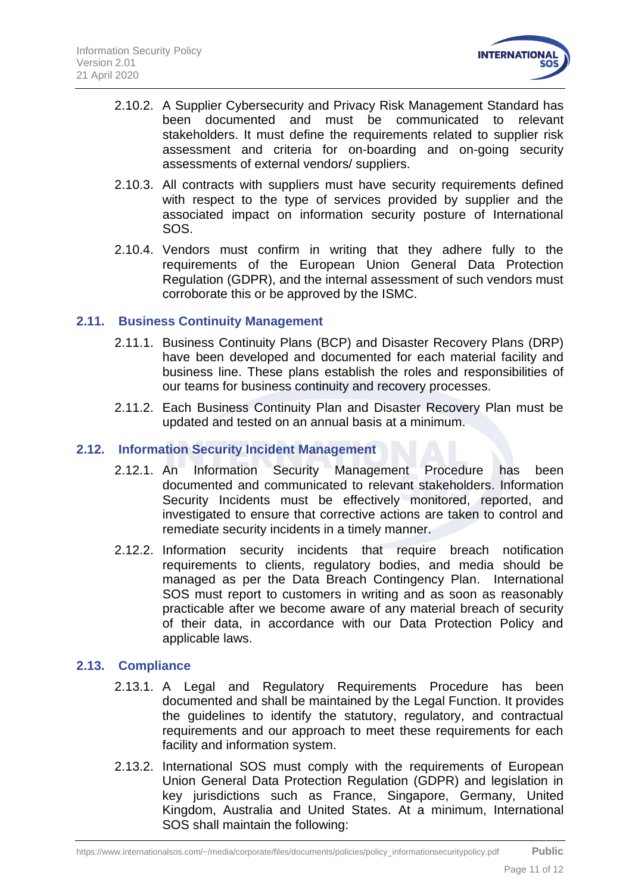2.10.2. A Supplier Cybersecurity and Privacy Risk Management Standard has been documented and must be communicated to relevant stakeholders. It must define the requirements related to supplier risk assessment and criteria for on-boarding and on-going security assessments of external vendors/ suppliers.

2.10.3. All contracts with suppliers must have security requirements defined with respect to the type of services provided by supplier and the associated impact on information security posture of International SOS.

2.10.4. Vendors must confirm in writing that they adhere fully to the requirements of the European Union General Data Protection Regulation (GDPR), and the internal assessment of such vendors must corroborate this or be approved by the ISMC.

### 2.11. Business Continuity Management

2.11.1. Business Continuity Plans (BCP) and Disaster Recovery Plans (DRP) have been developed and documented for each material facility and business line. These plans establish the roles and responsibilities of our teams for business continuity and recovery processes.

2.11.2. Each Business Continuity Plan and Disaster Recovery Plan must be updated and tested on an annual basis at a minimum.

### 2.12. Information Security Incident Management

2.12.1. An Information Security Management Procedure has been documented and communicated to relevant stakeholders. Information Security Incidents must be effectively monitored, reported, and investigated to ensure that corrective actions are taken to control and remediate security incidents in a timely manner.

2.12.2. Information security incidents that require breach notification requirements to clients, regulatory bodies, and media should be managed as per the Data Breach Contingency Plan. International SOS must report to customers in writing and as soon as reasonably practicable after we become aware of any material breach of security of their data, in accordance with our Data Protection Policy and applicable laws.

### 2.13. Compliance

2.13.1. A Legal and Regulatory Requirements Procedure has been documented and shall be maintained by the Legal Function. It provides the guidelines to identify the statutory, regulatory, and contractual requirements and our approach to meet these requirements for each facility and information system.

2.13.2. International SOS must comply with the requirements of European Union General Data Protection Regulation (GDPR) and legislation in key jurisdictions such as France, Singapore, Germany, United Kingdom, Australia and United States. At a minimum, International SOS shall maintain the following: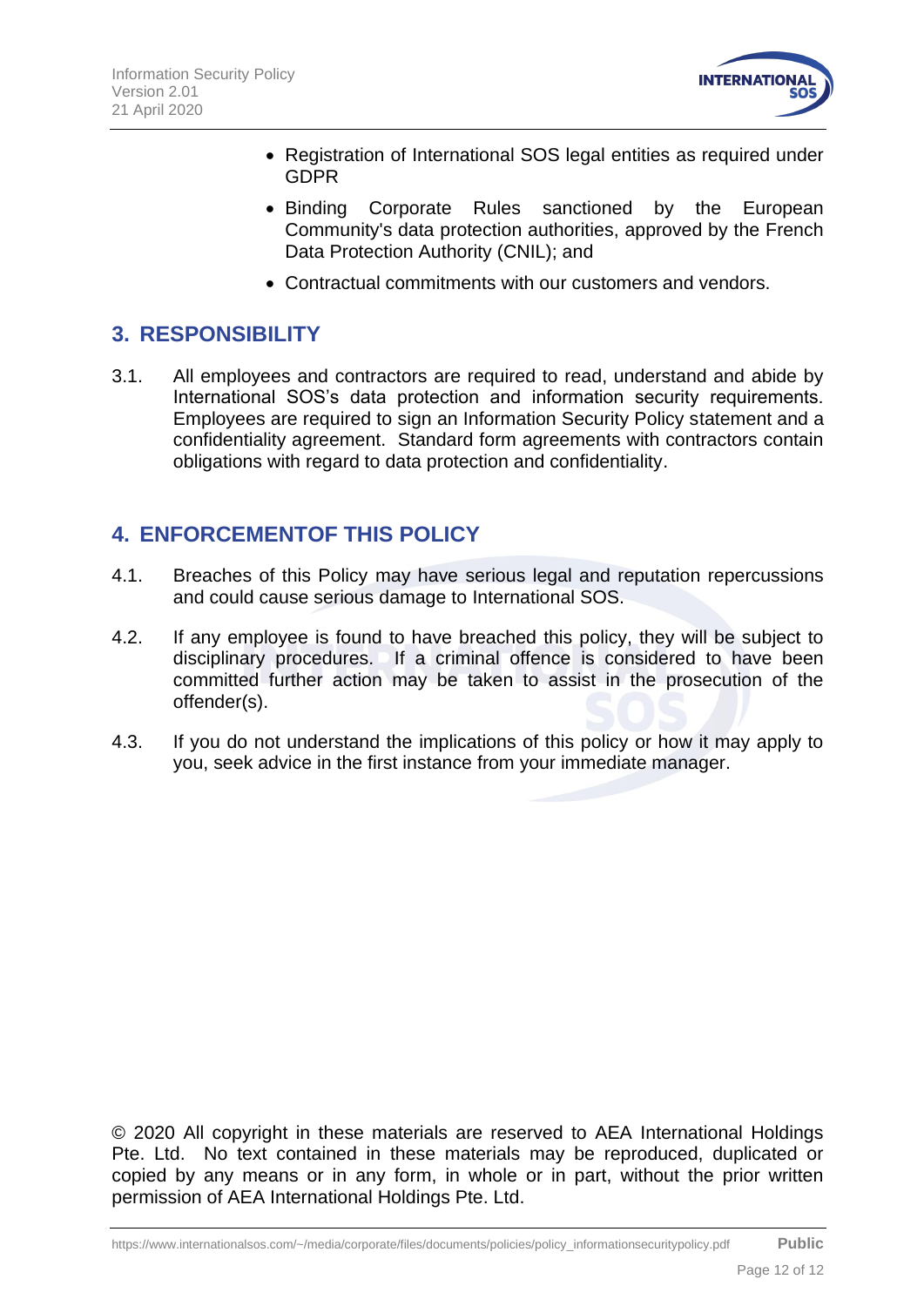- Registration of International SOS legal entities as required under GDPR
- Binding Corporate Rules sanctioned by the European Community's data protection authorities, approved by the French Data Protection Authority (CNIL); and
- Contractual commitments with our customers and vendors.

## 3. RESPONSIBILITY

3.1. All employees and contractors are required to read, understand and abide by International SOS's data protection and information security requirements. Employees are required to sign an Information Security Policy statement and a confidentiality agreement. Standard form agreements with contractors contain obligations with regard to data protection and confidentiality.

## 4. ENFORCEMENTOF THIS POLICY

4.1. Breaches of this Policy may have serious legal and reputation repercussions and could cause serious damage to International SOS.

4.2. If any employee is found to have breached this policy, they will be subject to disciplinary procedures. If a criminal offence is considered to have been committed further action may be taken to assist in the prosecution of the offender(s).

4.3. If you do not understand the implications of this policy or how it may apply to you, seek advice in the first instance from your immediate manager.

© 2020 All copyright in these materials are reserved to AEA International Holdings Pte. Ltd. No text contained in these materials may be reproduced, duplicated or copied by any means or in any form, in whole or in part, without the prior written permission of AEA International Holdings Pte. Ltd.